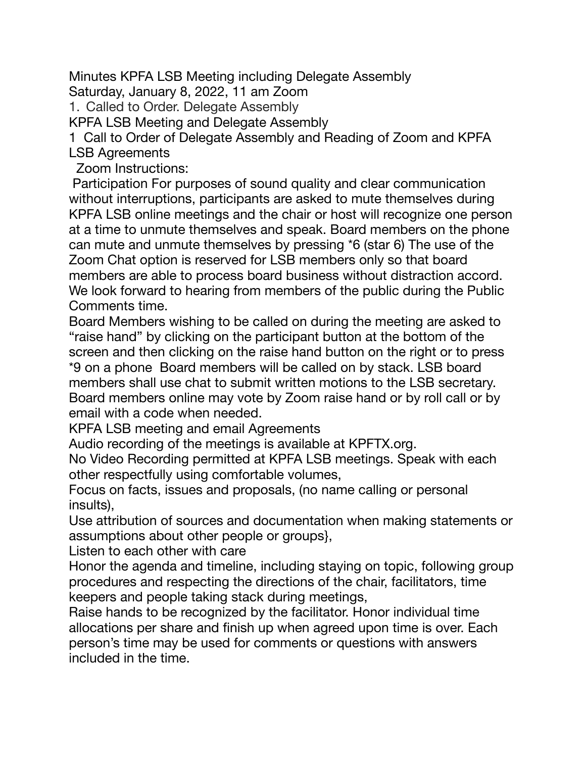Minutes KPFA LSB Meeting including Delegate Assembly
Saturday, January 8, 2022, 11 am Zoom

1. Called to Order. Delegate Assembly

KPFA LSB Meeting and Delegate Assembly

1 Call to Order of Delegate Assembly and Reading of Zoom and KPFA LSB Agreements

Zoom Instructions:

Participation For purposes of sound quality and clear communication without interruptions, participants are asked to mute themselves during KPFA LSB online meetings and the chair or host will recognize one person at a time to unmute themselves and speak. Board members on the phone can mute and unmute themselves by pressing *6 (star 6) The use of the Zoom Chat option is reserved for LSB members only so that board members are able to process board business without distraction accord. We look forward to hearing from members of the public during the Public Comments time.

Board Members wishing to be called on during the meeting are asked to "raise hand" by clicking on the participant button at the bottom of the screen and then clicking on the raise hand button on the right or to press *9 on a phone Board members will be called on by stack. LSB board members shall use chat to submit written motions to the LSB secretary. Board members online may vote by Zoom raise hand or by roll call or by email with a code when needed.

KPFA LSB meeting and email Agreements

Audio recording of the meetings is available at KPFTX.org.

No Video Recording permitted at KPFA LSB meetings. Speak with each other respectfully using comfortable volumes,

Focus on facts, issues and proposals, (no name calling or personal insults),

Use attribution of sources and documentation when making statements or assumptions about other people or groups},

Listen to each other with care

Honor the agenda and timeline, including staying on topic, following group procedures and respecting the directions of the chair, facilitators, time keepers and people taking stack during meetings,

Raise hands to be recognized by the facilitator. Honor individual time allocations per share and finish up when agreed upon time is over. Each person's time may be used for comments or questions with answers included in the time.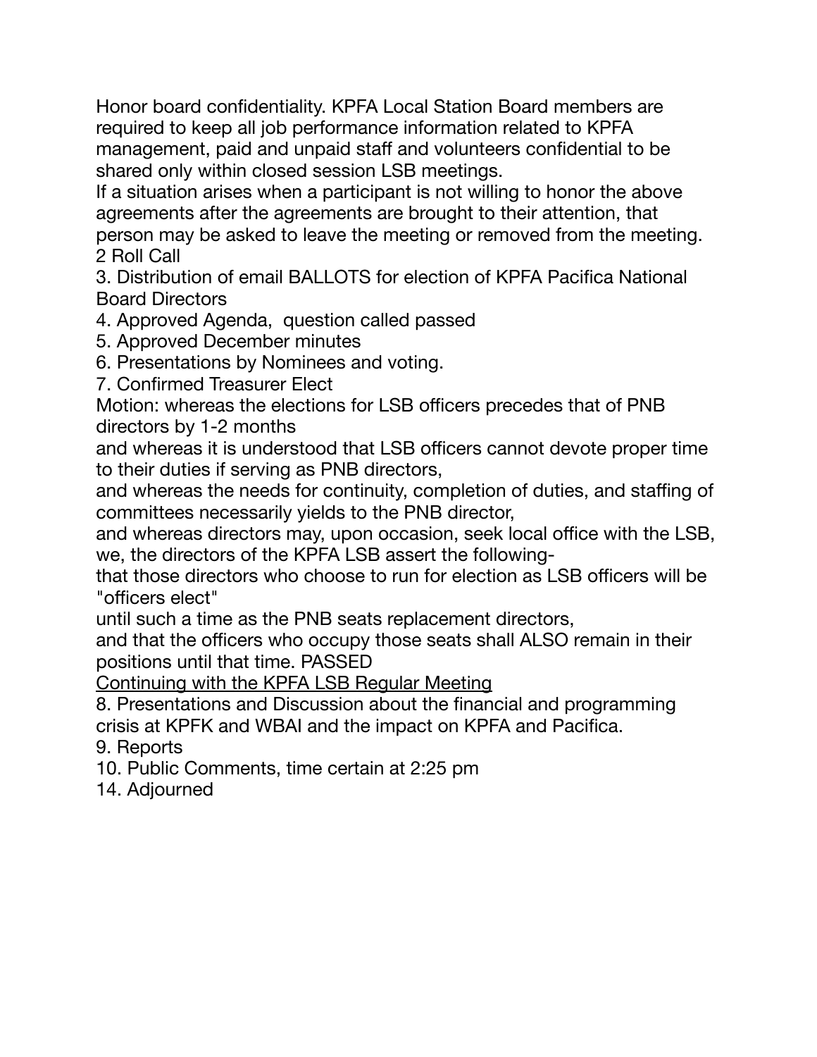Honor board confidentiality. KPFA Local Station Board members are required to keep all job performance information related to KPFA management, paid and unpaid staff and volunteers confidential to be shared only within closed session LSB meetings.
If a situation arises when a participant is not willing to honor the above agreements after the agreements are brought to their attention, that person may be asked to leave the meeting or removed from the meeting.
2 Roll Call
3. Distribution of email BALLOTS for election of KPFA Pacifica National Board Directors
4. Approved Agenda, question called passed
5. Approved December minutes
6. Presentations by Nominees and voting.
7. Confirmed Treasurer Elect
Motion: whereas the elections for LSB officers precedes that of PNB directors by 1-2 months
and whereas it is understood that LSB officers cannot devote proper time to their duties if serving as PNB directors,
and whereas the needs for continuity, completion of duties, and staffing of committees necessarily yields to the PNB director,
and whereas directors may, upon occasion, seek local office with the LSB, we, the directors of the KPFA LSB assert the following-
that those directors who choose to run for election as LSB officers will be "officers elect"
until such a time as the PNB seats replacement directors,
and that the officers who occupy those seats shall ALSO remain in their positions until that time. PASSED
<u>Continuing with the KPFA LSB Regular Meeting</u>
8. Presentations and Discussion about the financial and programming crisis at KPFK and WBAI and the impact on KPFA and Pacifica.
9. Reports
10. Public Comments, time certain at 2:25 pm
14. Adjourned